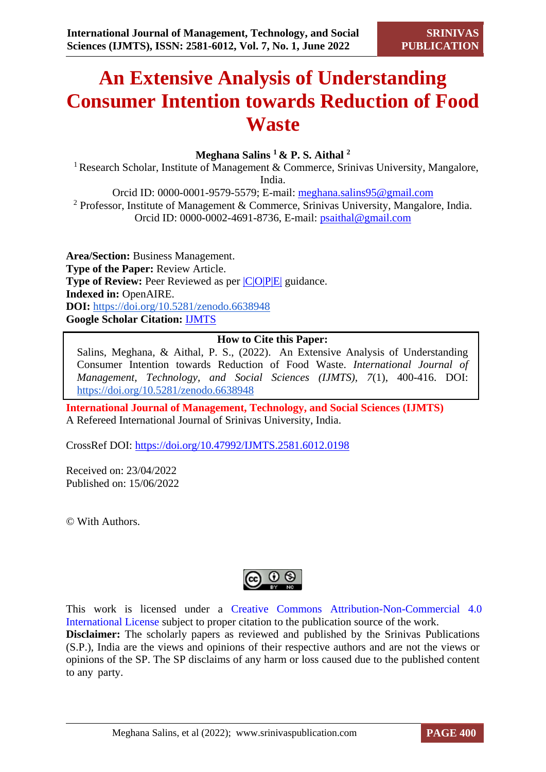# An Extensive Analysis of Understanding Consumer Intention towards Reduction of Food Waste

**Meghana Salins [1] & P. S. Aithal [2]**

[1] Research Scholar, Institute of Management & Commerce, Srinivas University, Mangalore, India.
Orcid ID: 0000-0001-9579-5579; E-mail: meghana.salins95@gmail.com

[2] Professor, Institute of Management & Commerce, Srinivas University, Mangalore, India.
Orcid ID: 0000-0002-4691-8736, E-mail: psaithal@gmail.com

**Area/Section:** Business Management.
**Type of the Paper:** Review Article.
**Type of Review:** Peer Reviewed as per |C|O|P|E| guidance.
**Indexed in:** OpenAIRE.
**DOI:** https://doi.org/10.5281/zenodo.6638948
**Google Scholar Citation:** IJMTS

**How to Cite this Paper:**
Salins, Meghana, & Aithal, P. S., (2022). An Extensive Analysis of Understanding Consumer Intention towards Reduction of Food Waste. *International Journal of Management, Technology, and Social Sciences (IJMTS), 7*(1), 400-416. DOI: https://doi.org/10.5281/zenodo.6638948

**International Journal of Management, Technology, and Social Sciences (IJMTS)**
A Refereed International Journal of Srinivas University, India.

CrossRef DOI: https://doi.org/10.47992/IJMTS.2581.6012.0198

Received on: 23/04/2022
Published on: 15/06/2022

© With Authors.

This work is licensed under a Creative Commons Attribution-Non-Commercial 4.0 International License subject to proper citation to the publication source of the work.
**Disclaimer:** The scholarly papers as reviewed and published by the Srinivas Publications (S.P.), India are the views and opinions of their respective authors and are not the views or opinions of the SP. The SP disclaims of any harm or loss caused due to the published content to any party.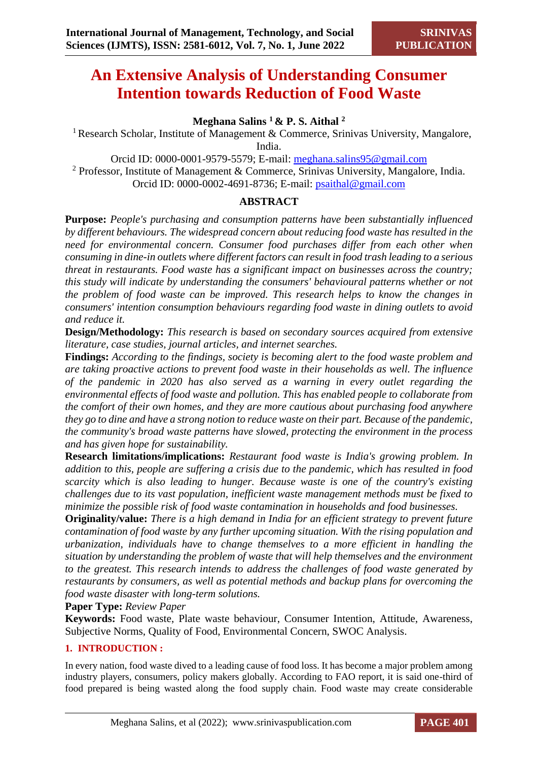# An Extensive Analysis of Understanding Consumer Intention towards Reduction of Food Waste

**Meghana Salins [1] & P. S. Aithal [2]**

[1] Research Scholar, Institute of Management & Commerce, Srinivas University, Mangalore, India.

Orcid ID: 0000-0001-9579-5579; E-mail: meghana.salins95@gmail.com

[2] Professor, Institute of Management & Commerce, Srinivas University, Mangalore, India.

Orcid ID: 0000-0002-4691-8736; E-mail: psaithal@gmail.com

## ABSTRACT

**Purpose:** *People's purchasing and consumption patterns have been substantially influenced by different behaviours. The widespread concern about reducing food waste has resulted in the need for environmental concern. Consumer food purchases differ from each other when consuming in dine-in outlets where different factors can result in food trash leading to a serious threat in restaurants. Food waste has a significant impact on businesses across the country; this study will indicate by understanding the consumers' behavioural patterns whether or not the problem of food waste can be improved. This research helps to know the changes in consumers' intention consumption behaviours regarding food waste in dining outlets to avoid and reduce it.*

**Design/Methodology:** *This research is based on secondary sources acquired from extensive literature, case studies, journal articles, and internet searches.*

**Findings:** *According to the findings, society is becoming alert to the food waste problem and are taking proactive actions to prevent food waste in their households as well. The influence of the pandemic in 2020 has also served as a warning in every outlet regarding the environmental effects of food waste and pollution. This has enabled people to collaborate from the comfort of their own homes, and they are more cautious about purchasing food anywhere they go to dine and have a strong notion to reduce waste on their part. Because of the pandemic, the community's broad waste patterns have slowed, protecting the environment in the process and has given hope for sustainability.*

**Research limitations/implications:** *Restaurant food waste is India's growing problem. In addition to this, people are suffering a crisis due to the pandemic, which has resulted in food scarcity which is also leading to hunger. Because waste is one of the country's existing challenges due to its vast population, inefficient waste management methods must be fixed to minimize the possible risk of food waste contamination in households and food businesses.*

**Originality/value:** *There is a high demand in India for an efficient strategy to prevent future contamination of food waste by any further upcoming situation. With the rising population and urbanization, individuals have to change themselves to a more efficient in handling the situation by understanding the problem of waste that will help themselves and the environment to the greatest. This research intends to address the challenges of food waste generated by restaurants by consumers, as well as potential methods and backup plans for overcoming the food waste disaster with long-term solutions.*

**Paper Type:** *Review Paper*

**Keywords:** Food waste, Plate waste behaviour, Consumer Intention, Attitude, Awareness, Subjective Norms, Quality of Food, Environmental Concern, SWOC Analysis.

## 1. INTRODUCTION :

In every nation, food waste dived to a leading cause of food loss. It has become a major problem among industry players, consumers, policy makers globally. According to FAO report, it is said one-third of food prepared is being wasted along the food supply chain. Food waste may create considerable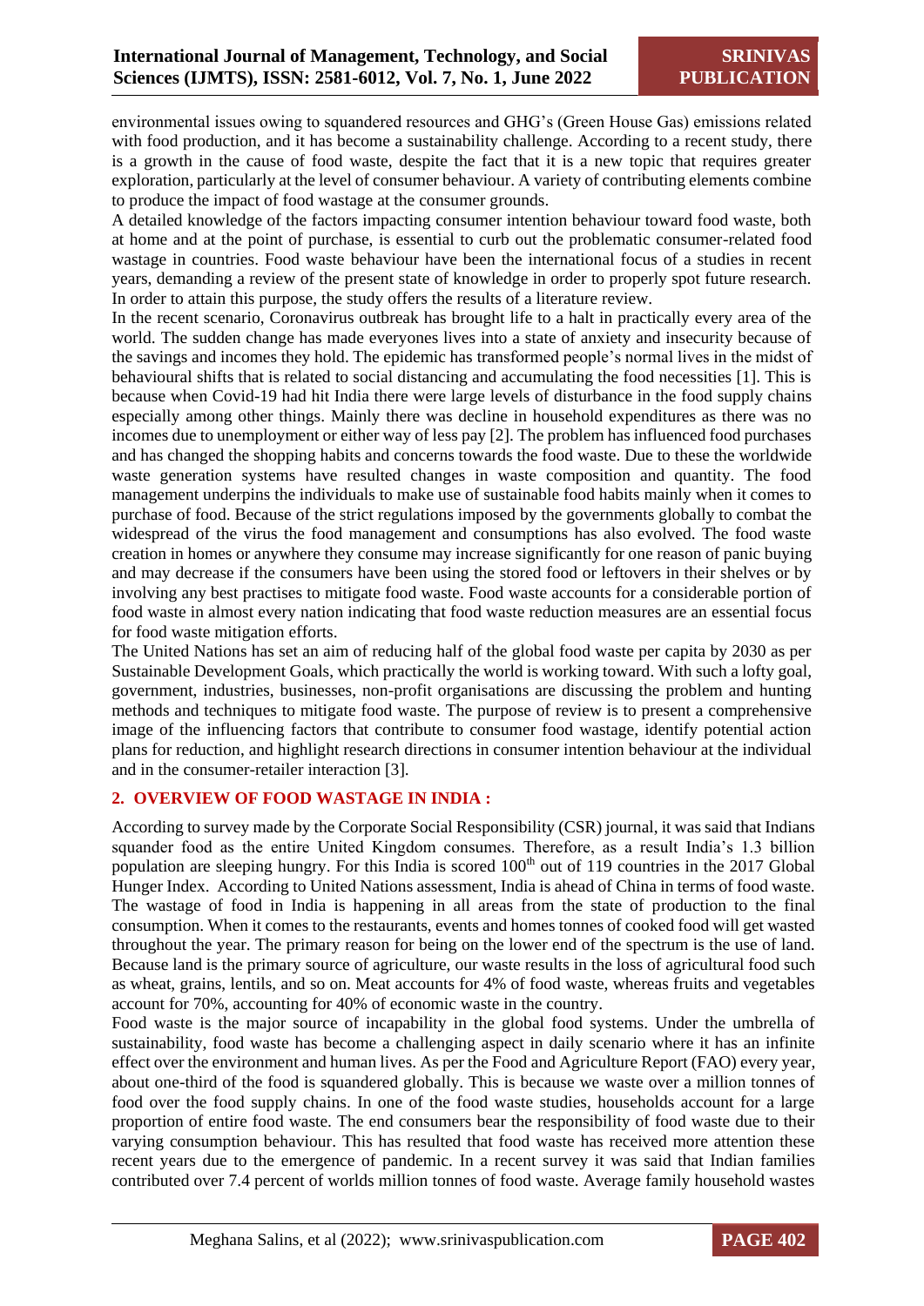environmental issues owing to squandered resources and GHG's (Green House Gas) emissions related with food production, and it has become a sustainability challenge. According to a recent study, there is a growth in the cause of food waste, despite the fact that it is a new topic that requires greater exploration, particularly at the level of consumer behaviour. A variety of contributing elements combine to produce the impact of food wastage at the consumer grounds.

A detailed knowledge of the factors impacting consumer intention behaviour toward food waste, both at home and at the point of purchase, is essential to curb out the problematic consumer-related food wastage in countries. Food waste behaviour have been the international focus of a studies in recent years, demanding a review of the present state of knowledge in order to properly spot future research. In order to attain this purpose, the study offers the results of a literature review.

In the recent scenario, Coronavirus outbreak has brought life to a halt in practically every area of the world. The sudden change has made everyones lives into a state of anxiety and insecurity because of the savings and incomes they hold. The epidemic has transformed people's normal lives in the midst of behavioural shifts that is related to social distancing and accumulating the food necessities [1]. This is because when Covid-19 had hit India there were large levels of disturbance in the food supply chains especially among other things. Mainly there was decline in household expenditures as there was no incomes due to unemployment or either way of less pay [2]. The problem has influenced food purchases and has changed the shopping habits and concerns towards the food waste. Due to these the worldwide waste generation systems have resulted changes in waste composition and quantity. The food management underpins the individuals to make use of sustainable food habits mainly when it comes to purchase of food. Because of the strict regulations imposed by the governments globally to combat the widespread of the virus the food management and consumptions has also evolved. The food waste creation in homes or anywhere they consume may increase significantly for one reason of panic buying and may decrease if the consumers have been using the stored food or leftovers in their shelves or by involving any best practises to mitigate food waste. Food waste accounts for a considerable portion of food waste in almost every nation indicating that food waste reduction measures are an essential focus for food waste mitigation efforts.

The United Nations has set an aim of reducing half of the global food waste per capita by 2030 as per Sustainable Development Goals, which practically the world is working toward. With such a lofty goal, government, industries, businesses, non-profit organisations are discussing the problem and hunting methods and techniques to mitigate food waste. The purpose of review is to present a comprehensive image of the influencing factors that contribute to consumer food wastage, identify potential action plans for reduction, and highlight research directions in consumer intention behaviour at the individual and in the consumer-retailer interaction [3].

## 2. OVERVIEW OF FOOD WASTAGE IN INDIA :

According to survey made by the Corporate Social Responsibility (CSR) journal, it was said that Indians squander food as the entire United Kingdom consumes. Therefore, as a result India's 1.3 billion population are sleeping hungry. For this India is scored 100th out of 119 countries in the 2017 Global Hunger Index. According to United Nations assessment, India is ahead of China in terms of food waste. The wastage of food in India is happening in all areas from the state of production to the final consumption. When it comes to the restaurants, events and homes tonnes of cooked food will get wasted throughout the year. The primary reason for being on the lower end of the spectrum is the use of land. Because land is the primary source of agriculture, our waste results in the loss of agricultural food such as wheat, grains, lentils, and so on. Meat accounts for 4% of food waste, whereas fruits and vegetables account for 70%, accounting for 40% of economic waste in the country.

Food waste is the major source of incapability in the global food systems. Under the umbrella of sustainability, food waste has become a challenging aspect in daily scenario where it has an infinite effect over the environment and human lives. As per the Food and Agriculture Report (FAO) every year, about one-third of the food is squandered globally. This is because we waste over a million tonnes of food over the food supply chains. In one of the food waste studies, households account for a large proportion of entire food waste. The end consumers bear the responsibility of food waste due to their varying consumption behaviour. This has resulted that food waste has received more attention these recent years due to the emergence of pandemic. In a recent survey it was said that Indian families contributed over 7.4 percent of worlds million tonnes of food waste. Average family household wastes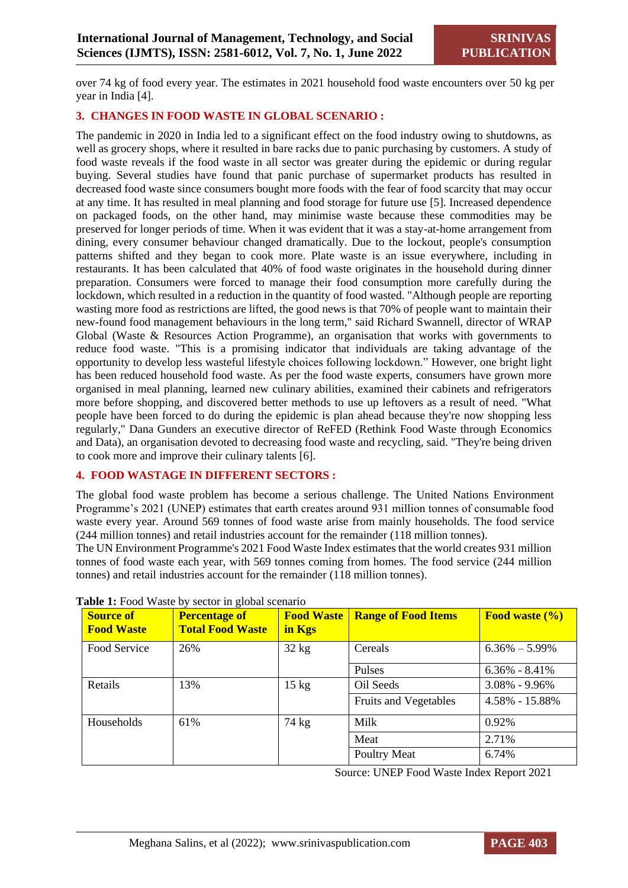over 74 kg of food every year. The estimates in 2021 household food waste encounters over 50 kg per year in India [4].

## 3. CHANGES IN FOOD WASTE IN GLOBAL SCENARIO :

The pandemic in 2020 in India led to a significant effect on the food industry owing to shutdowns, as well as grocery shops, where it resulted in bare racks due to panic purchasing by customers. A study of food waste reveals if the food waste in all sector was greater during the epidemic or during regular buying. Several studies have found that panic purchase of supermarket products has resulted in decreased food waste since consumers bought more foods with the fear of food scarcity that may occur at any time. It has resulted in meal planning and food storage for future use [5]. Increased dependence on packaged foods, on the other hand, may minimise waste because these commodities may be preserved for longer periods of time. When it was evident that it was a stay-at-home arrangement from dining, every consumer behaviour changed dramatically. Due to the lockout, people's consumption patterns shifted and they began to cook more. Plate waste is an issue everywhere, including in restaurants. It has been calculated that 40% of food waste originates in the household during dinner preparation. Consumers were forced to manage their food consumption more carefully during the lockdown, which resulted in a reduction in the quantity of food wasted. "Although people are reporting wasting more food as restrictions are lifted, the good news is that 70% of people want to maintain their new-found food management behaviours in the long term," said Richard Swannell, director of WRAP Global (Waste & Resources Action Programme), an organisation that works with governments to reduce food waste. "This is a promising indicator that individuals are taking advantage of the opportunity to develop less wasteful lifestyle choices following lockdown." However, one bright light has been reduced household food waste. As per the food waste experts, consumers have grown more organised in meal planning, learned new culinary abilities, examined their cabinets and refrigerators more before shopping, and discovered better methods to use up leftovers as a result of need. "What people have been forced to do during the epidemic is plan ahead because they're now shopping less regularly," Dana Gunders an executive director of ReFED (Rethink Food Waste through Economics and Data), an organisation devoted to decreasing food waste and recycling, said. "They're being driven to cook more and improve their culinary talents [6].

## 4. FOOD WASTAGE IN DIFFERENT SECTORS :

The global food waste problem has become a serious challenge. The United Nations Environment Programme's 2021 (UNEP) estimates that earth creates around 931 million tonnes of consumable food waste every year. Around 569 tonnes of food waste arise from mainly households. The food service (244 million tonnes) and retail industries account for the remainder (118 million tonnes).
The UN Environment Programme's 2021 Food Waste Index estimates that the world creates 931 million tonnes of food waste each year, with 569 tonnes coming from homes. The food service (244 million tonnes) and retail industries account for the remainder (118 million tonnes).

**Table 1:** Food Waste by sector in global scenario

| Source of Food Waste | Percentage of Total Food Waste | Food Waste in Kgs | Range of Food Items | Food waste (%) |
|---|---|---|---|---|
| Food Service | 26% | 32 kg | Cereals | 6.36% – 5.99% |
| | | | Pulses | 6.36% - 8.41% |
| Retails | 13% | 15 kg | Oil Seeds | 3.08% - 9.96% |
| | | | Fruits and Vegetables | 4.58% - 15.88% |
| Households | 61% | 74 kg | Milk | 0.92% |
| | | | Meat | 2.71% |
| | | | Poultry Meat | 6.74% |

Source: UNEP Food Waste Index Report 2021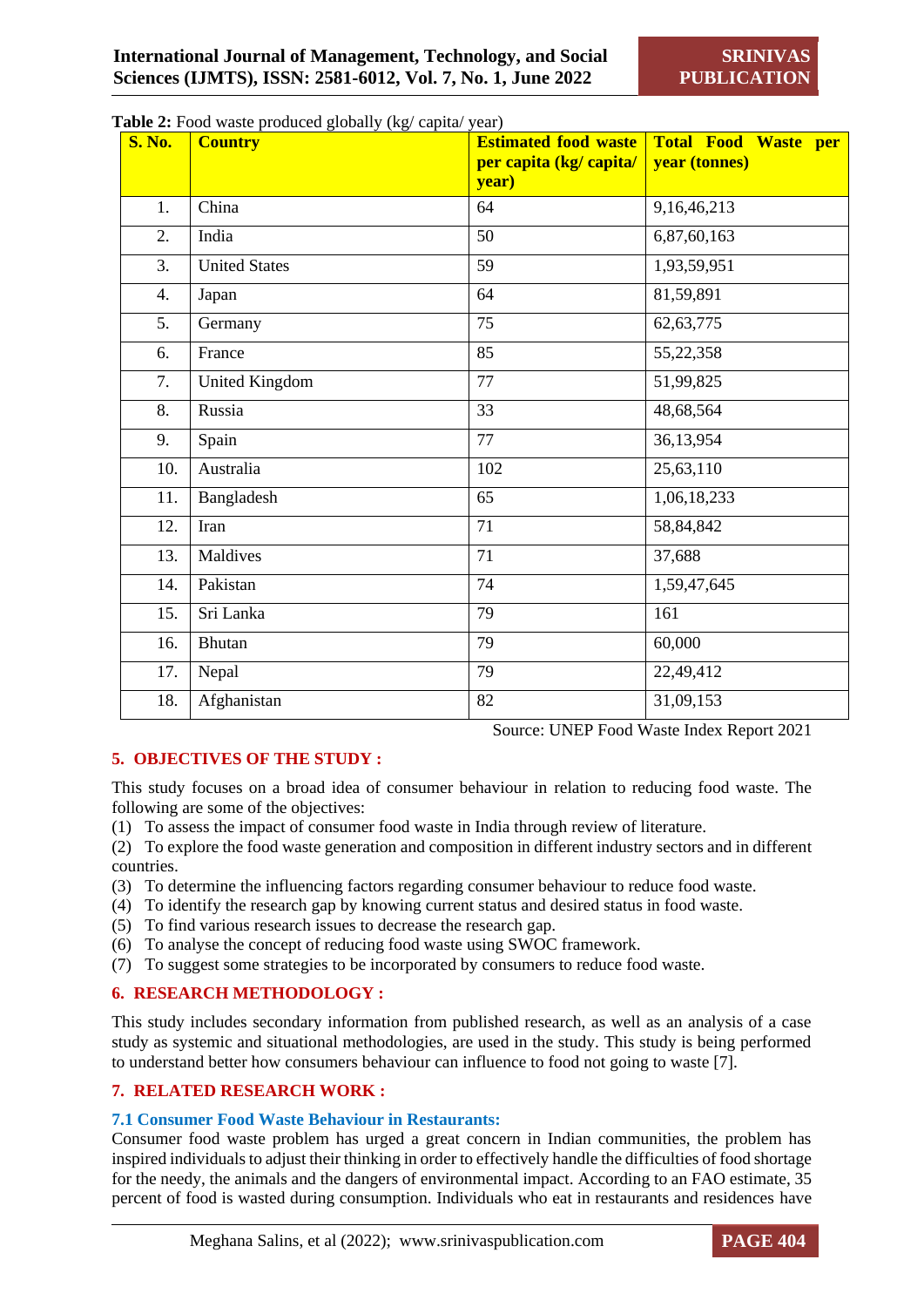**Table 2:** Food waste produced globally (kg/ capita/ year)

| S. No. | Country | Estimated food waste per capita (kg/ capita/ year) | Total Food Waste per year (tonnes) |
|---|---|---|---|
| 1. | China | 64 | 9,16,46,213 |
| 2. | India | 50 | 6,87,60,163 |
| 3. | United States | 59 | 1,93,59,951 |
| 4. | Japan | 64 | 81,59,891 |
| 5. | Germany | 75 | 62,63,775 |
| 6. | France | 85 | 55,22,358 |
| 7. | United Kingdom | 77 | 51,99,825 |
| 8. | Russia | 33 | 48,68,564 |
| 9. | Spain | 77 | 36,13,954 |
| 10. | Australia | 102 | 25,63,110 |
| 11. | Bangladesh | 65 | 1,06,18,233 |
| 12. | Iran | 71 | 58,84,842 |
| 13. | Maldives | 71 | 37,688 |
| 14. | Pakistan | 74 | 1,59,47,645 |
| 15. | Sri Lanka | 79 | 161 |
| 16. | Bhutan | 79 | 60,000 |
| 17. | Nepal | 79 | 22,49,412 |
| 18. | Afghanistan | 82 | 31,09,153 |

Source: UNEP Food Waste Index Report 2021

## 5. OBJECTIVES OF THE STUDY :

This study focuses on a broad idea of consumer behaviour in relation to reducing food waste. The following are some of the objectives:

(1) To assess the impact of consumer food waste in India through review of literature.
(2) To explore the food waste generation and composition in different industry sectors and in different countries.
(3) To determine the influencing factors regarding consumer behaviour to reduce food waste.
(4) To identify the research gap by knowing current status and desired status in food waste.
(5) To find various research issues to decrease the research gap.
(6) To analyse the concept of reducing food waste using SWOC framework.
(7) To suggest some strategies to be incorporated by consumers to reduce food waste.

## 6. RESEARCH METHODOLOGY :

This study includes secondary information from published research, as well as an analysis of a case study as systemic and situational methodologies, are used in the study. This study is being performed to understand better how consumers behaviour can influence to food not going to waste [7].

## 7. RELATED RESEARCH WORK :

### 7.1 Consumer Food Waste Behaviour in Restaurants:

Consumer food waste problem has urged a great concern in Indian communities, the problem has inspired individuals to adjust their thinking in order to effectively handle the difficulties of food shortage for the needy, the animals and the dangers of environmental impact. According to an FAO estimate, 35 percent of food is wasted during consumption. Individuals who eat in restaurants and residences have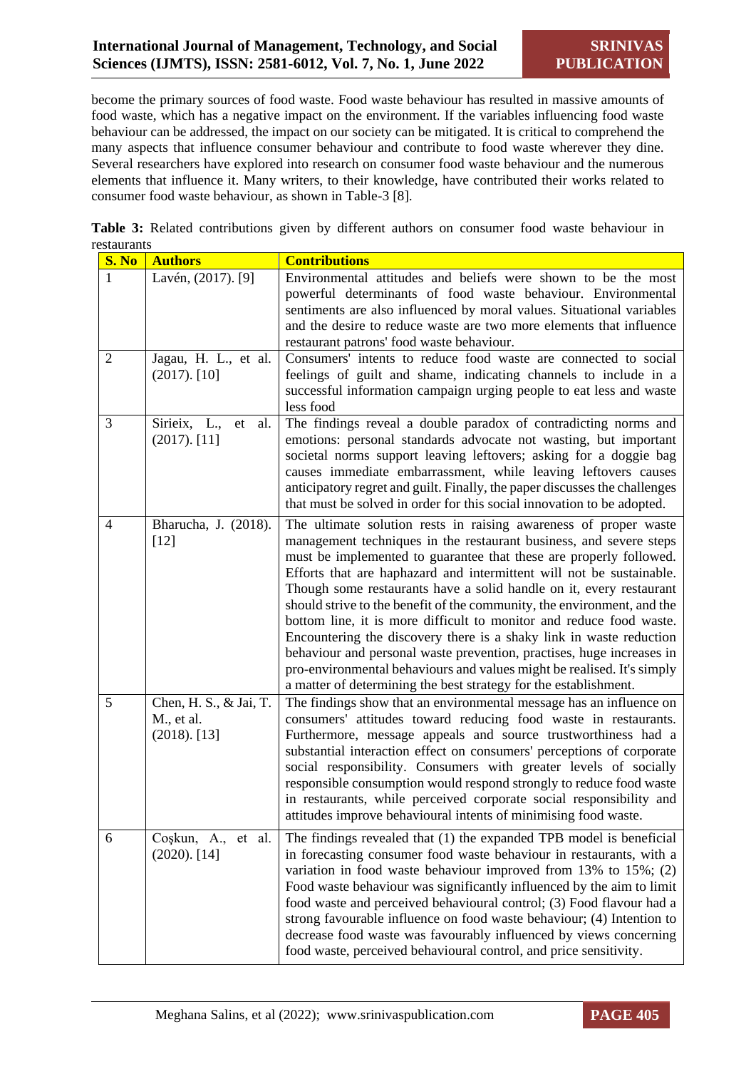become the primary sources of food waste. Food waste behaviour has resulted in massive amounts of food waste, which has a negative impact on the environment. If the variables influencing food waste behaviour can be addressed, the impact on our society can be mitigated. It is critical to comprehend the many aspects that influence consumer behaviour and contribute to food waste wherever they dine. Several researchers have explored into research on consumer food waste behaviour and the numerous elements that influence it. Many writers, to their knowledge, have contributed their works related to consumer food waste behaviour, as shown in Table-3 [8].

**Table 3:** Related contributions given by different authors on consumer food waste behaviour in restaurants

| S. No | Authors | Contributions |
|---|---|---|
| 1 | Lavén, (2017). [9] | Environmental attitudes and beliefs were shown to be the most powerful determinants of food waste behaviour. Environmental sentiments are also influenced by moral values. Situational variables and the desire to reduce waste are two more elements that influence restaurant patrons' food waste behaviour. |
| 2 | Jagau, H. L., et al. (2017). [10] | Consumers' intents to reduce food waste are connected to social feelings of guilt and shame, indicating channels to include in a successful information campaign urging people to eat less and waste less food |
| 3 | Sirieix, L., et al. (2017). [11] | The findings reveal a double paradox of contradicting norms and emotions: personal standards advocate not wasting, but important societal norms support leaving leftovers; asking for a doggie bag causes immediate embarrassment, while leaving leftovers causes anticipatory regret and guilt. Finally, the paper discusses the challenges that must be solved in order for this social innovation to be adopted. |
| 4 | Bharucha, J. (2018). [12] | The ultimate solution rests in raising awareness of proper waste management techniques in the restaurant business, and severe steps must be implemented to guarantee that these are properly followed. Efforts that are haphazard and intermittent will not be sustainable. Though some restaurants have a solid handle on it, every restaurant should strive to the benefit of the community, the environment, and the bottom line, it is more difficult to monitor and reduce food waste. Encountering the discovery there is a shaky link in waste reduction behaviour and personal waste prevention, practises, huge increases in pro-environmental behaviours and values might be realised. It's simply a matter of determining the best strategy for the establishment. |
| 5 | Chen, H. S., & Jai, T. M., et al. (2018). [13] | The findings show that an environmental message has an influence on consumers' attitudes toward reducing food waste in restaurants. Furthermore, message appeals and source trustworthiness had a substantial interaction effect on consumers' perceptions of corporate social responsibility. Consumers with greater levels of socially responsible consumption would respond strongly to reduce food waste in restaurants, while perceived corporate social responsibility and attitudes improve behavioural intents of minimising food waste. |
| 6 | Coşkun, A., et al. (2020). [14] | The findings revealed that (1) the expanded TPB model is beneficial in forecasting consumer food waste behaviour in restaurants, with a variation in food waste behaviour improved from 13% to 15%; (2) Food waste behaviour was significantly influenced by the aim to limit food waste and perceived behavioural control; (3) Food flavour had a strong favourable influence on food waste behaviour; (4) Intention to decrease food waste was favourably influenced by views concerning food waste, perceived behavioural control, and price sensitivity. |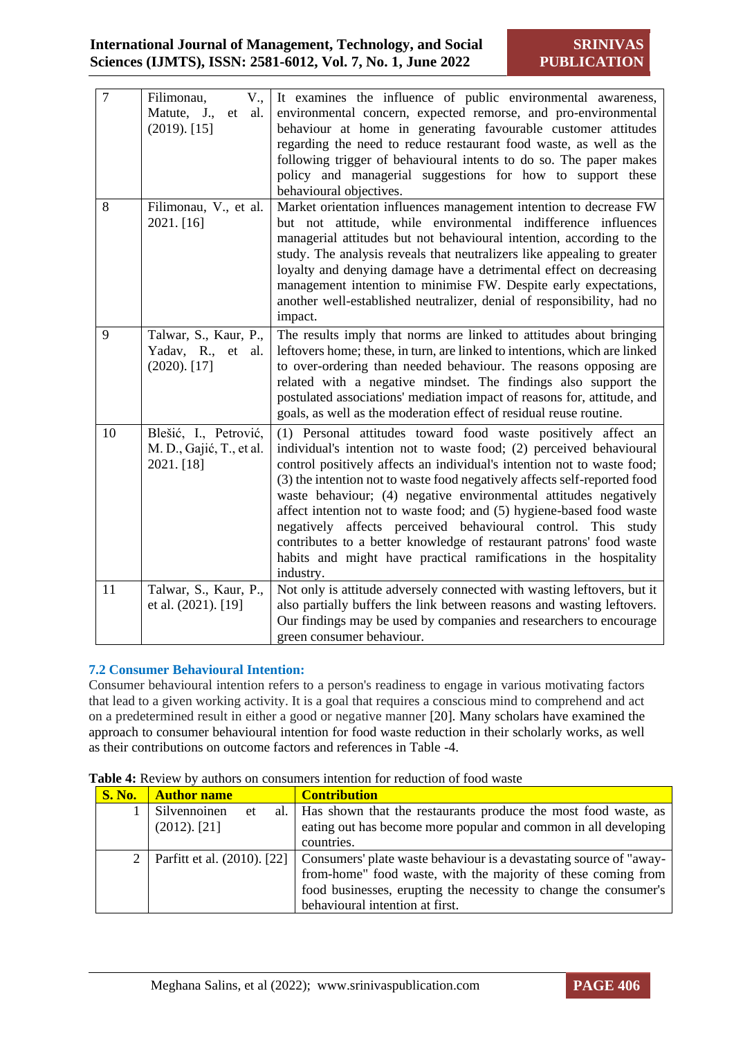| 7 | Filimonau, V., Matute, J., et al. (2019). [15] | It examines the influence of public environmental awareness, environmental concern, expected remorse, and pro-environmental behaviour at home in generating favourable customer attitudes regarding the need to reduce restaurant food waste, as well as the following trigger of behavioural intents to do so. The paper makes policy and managerial suggestions for how to support these behavioural objectives. |
|---|---|---|
| 8 | Filimonau, V., et al. 2021. [16] | Market orientation influences management intention to decrease FW but not attitude, while environmental indifference influences managerial attitudes but not behavioural intention, according to the study. The analysis reveals that neutralizers like appealing to greater loyalty and denying damage have a detrimental effect on decreasing management intention to minimise FW. Despite early expectations, another well-established neutralizer, denial of responsibility, had no impact. |
| 9 | Talwar, S., Kaur, P., Yadav, R., et al. (2020). [17] | The results imply that norms are linked to attitudes about bringing leftovers home; these, in turn, are linked to intentions, which are linked to over-ordering than needed behaviour. The reasons opposing are related with a negative mindset. The findings also support the postulated associations' mediation impact of reasons for, attitude, and goals, as well as the moderation effect of residual reuse routine. |
| 10 | Blešić, I., Petrović, M. D., Gajić, T., et al. 2021. [18] | (1) Personal attitudes toward food waste positively affect an individual's intention not to waste food; (2) perceived behavioural control positively affects an individual's intention not to waste food; (3) the intention not to waste food negatively affects self-reported food waste behaviour; (4) negative environmental attitudes negatively affect intention not to waste food; and (5) hygiene-based food waste negatively affects perceived behavioural control. This study contributes to a better knowledge of restaurant patrons' food waste habits and might have practical ramifications in the hospitality industry. |
| 11 | Talwar, S., Kaur, P., et al. (2021). [19] | Not only is attitude adversely connected with wasting leftovers, but it also partially buffers the link between reasons and wasting leftovers. Our findings may be used by companies and researchers to encourage green consumer behaviour. |

### 7.2 Consumer Behavioural Intention:

Consumer behavioural intention refers to a person's readiness to engage in various motivating factors that lead to a given working activity. It is a goal that requires a conscious mind to comprehend and act on a predetermined result in either a good or negative manner [20]. Many scholars have examined the approach to consumer behavioural intention for food waste reduction in their scholarly works, as well as their contributions on outcome factors and references in Table -4.

**Table 4:** Review by authors on consumers intention for reduction of food waste

| S. No. | Author name | Contribution |
|---|---|---|
| 1 | Silvennoinen et al. (2012). [21] | Has shown that the restaurants produce the most food waste, as eating out has become more popular and common in all developing countries. |
| 2 | Parfitt et al. (2010). [22] | Consumers' plate waste behaviour is a devastating source of "away-from-home" food waste, with the majority of these coming from food businesses, erupting the necessity to change the consumer's behavioural intention at first. |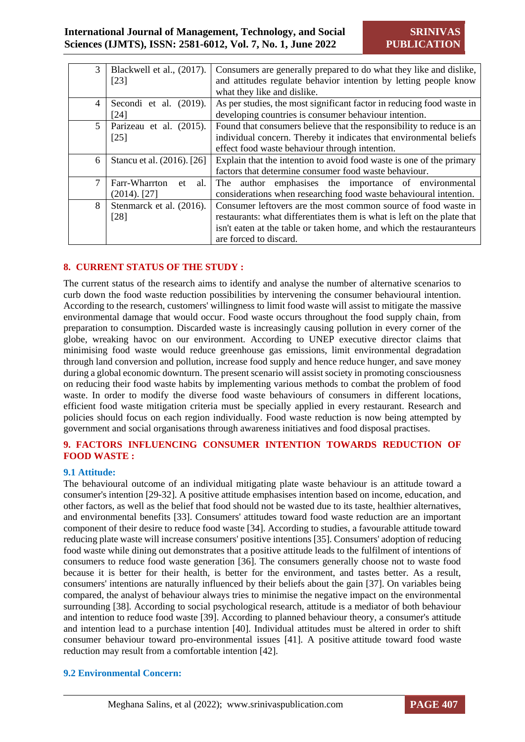| 3 | Blackwell et al., (2017). [23] | Consumers are generally prepared to do what they like and dislike, and attitudes regulate behavior intention by letting people know what they like and dislike. |
|---|---|---|
| 4 | Secondi et al. (2019). [24] | As per studies, the most significant factor in reducing food waste in developing countries is consumer behaviour intention. |
| 5 | Parizeau et al. (2015). [25] | Found that consumers believe that the responsibility to reduce is an individual concern. Thereby it indicates that environmental beliefs effect food waste behaviour through intention. |
| 6 | Stancu et al. (2016). [26] | Explain that the intention to avoid food waste is one of the primary factors that determine consumer food waste behaviour. |
| 7 | Farr-Wharrton et al. (2014). [27] | The author emphasises the importance of environmental considerations when researching food waste behavioural intention. |
| 8 | Stenmarck et al. (2016). [28] | Consumer leftovers are the most common source of food waste in restaurants: what differentiates them is what is left on the plate that isn't eaten at the table or taken home, and which the restauranteurs are forced to discard. |

## 8. CURRENT STATUS OF THE STUDY :

The current status of the research aims to identify and analyse the number of alternative scenarios to curb down the food waste reduction possibilities by intervening the consumer behavioural intention. According to the research, customers' willingness to limit food waste will assist to mitigate the massive environmental damage that would occur. Food waste occurs throughout the food supply chain, from preparation to consumption. Discarded waste is increasingly causing pollution in every corner of the globe, wreaking havoc on our environment. According to UNEP executive director claims that minimising food waste would reduce greenhouse gas emissions, limit environmental degradation through land conversion and pollution, increase food supply and hence reduce hunger, and save money during a global economic downturn. The present scenario will assist society in promoting consciousness on reducing their food waste habits by implementing various methods to combat the problem of food waste. In order to modify the diverse food waste behaviours of consumers in different locations, efficient food waste mitigation criteria must be specially applied in every restaurant. Research and policies should focus on each region individually. Food waste reduction is now being attempted by government and social organisations through awareness initiatives and food disposal practises.

## 9. FACTORS INFLUENCING CONSUMER INTENTION TOWARDS REDUCTION OF FOOD WASTE :

### 9.1 Attitude:

The behavioural outcome of an individual mitigating plate waste behaviour is an attitude toward a consumer's intention [29-32]. A positive attitude emphasises intention based on income, education, and other factors, as well as the belief that food should not be wasted due to its taste, healthier alternatives, and environmental benefits [33]. Consumers' attitudes toward food waste reduction are an important component of their desire to reduce food waste [34]. According to studies, a favourable attitude toward reducing plate waste will increase consumers' positive intentions [35]. Consumers' adoption of reducing food waste while dining out demonstrates that a positive attitude leads to the fulfilment of intentions of consumers to reduce food waste generation [36]. The consumers generally choose not to waste food because it is better for their health, is better for the environment, and tastes better. As a result, consumers' intentions are naturally influenced by their beliefs about the gain [37]. On variables being compared, the analyst of behaviour always tries to minimise the negative impact on the environmental surrounding [38]. According to social psychological research, attitude is a mediator of both behaviour and intention to reduce food waste [39]. According to planned behaviour theory, a consumer's attitude and intention lead to a purchase intention [40]. Individual attitudes must be altered in order to shift consumer behaviour toward pro-environmental issues [41]. A positive attitude toward food waste reduction may result from a comfortable intention [42].

### 9.2 Environmental Concern: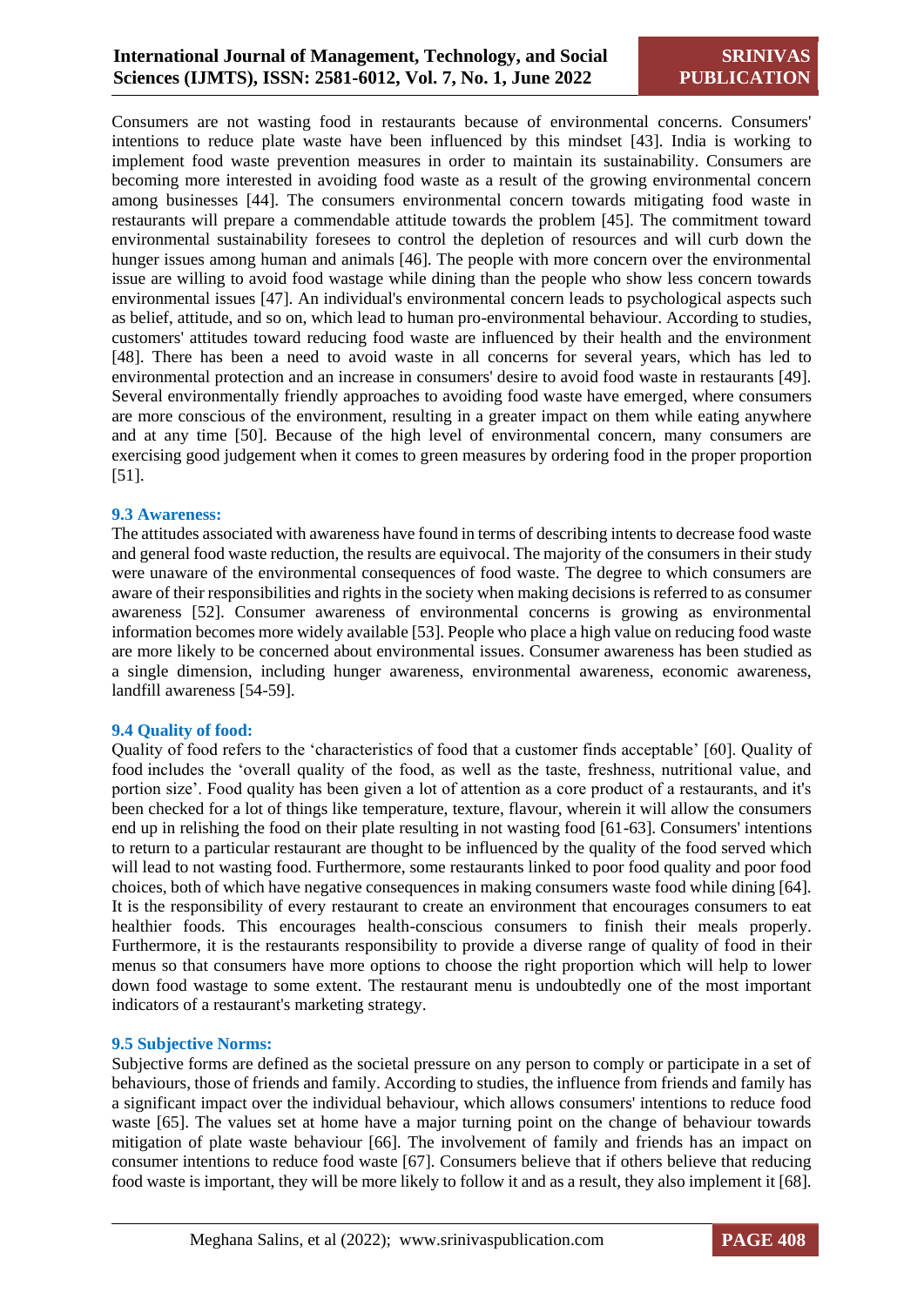Consumers are not wasting food in restaurants because of environmental concerns. Consumers' intentions to reduce plate waste have been influenced by this mindset [43]. India is working to implement food waste prevention measures in order to maintain its sustainability. Consumers are becoming more interested in avoiding food waste as a result of the growing environmental concern among businesses [44]. The consumers environmental concern towards mitigating food waste in restaurants will prepare a commendable attitude towards the problem [45]. The commitment toward environmental sustainability foresees to control the depletion of resources and will curb down the hunger issues among human and animals [46]. The people with more concern over the environmental issue are willing to avoid food wastage while dining than the people who show less concern towards environmental issues [47]. An individual's environmental concern leads to psychological aspects such as belief, attitude, and so on, which lead to human pro-environmental behaviour. According to studies, customers' attitudes toward reducing food waste are influenced by their health and the environment [48]. There has been a need to avoid waste in all concerns for several years, which has led to environmental protection and an increase in consumers' desire to avoid food waste in restaurants [49]. Several environmentally friendly approaches to avoiding food waste have emerged, where consumers are more conscious of the environment, resulting in a greater impact on them while eating anywhere and at any time [50]. Because of the high level of environmental concern, many consumers are exercising good judgement when it comes to green measures by ordering food in the proper proportion [51].

### 9.3 Awareness:

The attitudes associated with awareness have found in terms of describing intents to decrease food waste and general food waste reduction, the results are equivocal. The majority of the consumers in their study were unaware of the environmental consequences of food waste. The degree to which consumers are aware of their responsibilities and rights in the society when making decisions is referred to as consumer awareness [52]. Consumer awareness of environmental concerns is growing as environmental information becomes more widely available [53]. People who place a high value on reducing food waste are more likely to be concerned about environmental issues. Consumer awareness has been studied as a single dimension, including hunger awareness, environmental awareness, economic awareness, landfill awareness [54-59].

### 9.4 Quality of food:

Quality of food refers to the 'characteristics of food that a customer finds acceptable' [60]. Quality of food includes the 'overall quality of the food, as well as the taste, freshness, nutritional value, and portion size'. Food quality has been given a lot of attention as a core product of a restaurants, and it's been checked for a lot of things like temperature, texture, flavour, wherein it will allow the consumers end up in relishing the food on their plate resulting in not wasting food [61-63]. Consumers' intentions to return to a particular restaurant are thought to be influenced by the quality of the food served which will lead to not wasting food. Furthermore, some restaurants linked to poor food quality and poor food choices, both of which have negative consequences in making consumers waste food while dining [64]. It is the responsibility of every restaurant to create an environment that encourages consumers to eat healthier foods. This encourages health-conscious consumers to finish their meals properly. Furthermore, it is the restaurants responsibility to provide a diverse range of quality of food in their menus so that consumers have more options to choose the right proportion which will help to lower down food wastage to some extent. The restaurant menu is undoubtedly one of the most important indicators of a restaurant's marketing strategy.

### 9.5 Subjective Norms:

Subjective forms are defined as the societal pressure on any person to comply or participate in a set of behaviours, those of friends and family. According to studies, the influence from friends and family has a significant impact over the individual behaviour, which allows consumers' intentions to reduce food waste [65]. The values set at home have a major turning point on the change of behaviour towards mitigation of plate waste behaviour [66]. The involvement of family and friends has an impact on consumer intentions to reduce food waste [67]. Consumers believe that if others believe that reducing food waste is important, they will be more likely to follow it and as a result, they also implement it [68].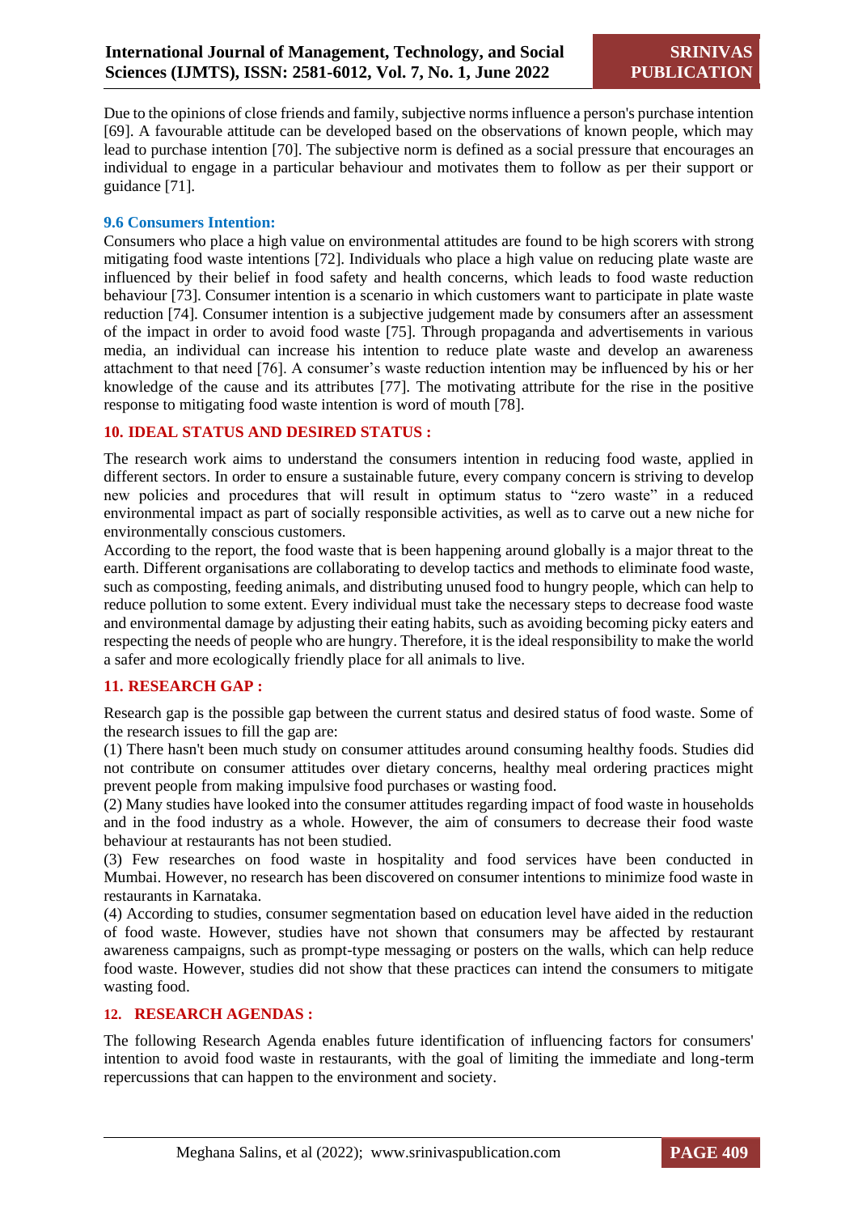Due to the opinions of close friends and family, subjective norms influence a person's purchase intention [69]. A favourable attitude can be developed based on the observations of known people, which may lead to purchase intention [70]. The subjective norm is defined as a social pressure that encourages an individual to engage in a particular behaviour and motivates them to follow as per their support or guidance [71].

### 9.6 Consumers Intention:

Consumers who place a high value on environmental attitudes are found to be high scorers with strong mitigating food waste intentions [72]. Individuals who place a high value on reducing plate waste are influenced by their belief in food safety and health concerns, which leads to food waste reduction behaviour [73]. Consumer intention is a scenario in which customers want to participate in plate waste reduction [74]. Consumer intention is a subjective judgement made by consumers after an assessment of the impact in order to avoid food waste [75]. Through propaganda and advertisements in various media, an individual can increase his intention to reduce plate waste and develop an awareness attachment to that need [76]. A consumer's waste reduction intention may be influenced by his or her knowledge of the cause and its attributes [77]. The motivating attribute for the rise in the positive response to mitigating food waste intention is word of mouth [78].

## 10. IDEAL STATUS AND DESIRED STATUS :

The research work aims to understand the consumers intention in reducing food waste, applied in different sectors. In order to ensure a sustainable future, every company concern is striving to develop new policies and procedures that will result in optimum status to "zero waste" in a reduced environmental impact as part of socially responsible activities, as well as to carve out a new niche for environmentally conscious customers.

According to the report, the food waste that is been happening around globally is a major threat to the earth. Different organisations are collaborating to develop tactics and methods to eliminate food waste, such as composting, feeding animals, and distributing unused food to hungry people, which can help to reduce pollution to some extent. Every individual must take the necessary steps to decrease food waste and environmental damage by adjusting their eating habits, such as avoiding becoming picky eaters and respecting the needs of people who are hungry. Therefore, it is the ideal responsibility to make the world a safer and more ecologically friendly place for all animals to live.

## 11. RESEARCH GAP :

Research gap is the possible gap between the current status and desired status of food waste. Some of the research issues to fill the gap are:

(1) There hasn't been much study on consumer attitudes around consuming healthy foods. Studies did not contribute on consumer attitudes over dietary concerns, healthy meal ordering practices might prevent people from making impulsive food purchases or wasting food.

(2) Many studies have looked into the consumer attitudes regarding impact of food waste in households and in the food industry as a whole. However, the aim of consumers to decrease their food waste behaviour at restaurants has not been studied.

(3) Few researches on food waste in hospitality and food services have been conducted in Mumbai. However, no research has been discovered on consumer intentions to minimize food waste in restaurants in Karnataka.

(4) According to studies, consumer segmentation based on education level have aided in the reduction of food waste. However, studies have not shown that consumers may be affected by restaurant awareness campaigns, such as prompt-type messaging or posters on the walls, which can help reduce food waste. However, studies did not show that these practices can intend the consumers to mitigate wasting food.

## 12. RESEARCH AGENDAS :

The following Research Agenda enables future identification of influencing factors for consumers' intention to avoid food waste in restaurants, with the goal of limiting the immediate and long-term repercussions that can happen to the environment and society.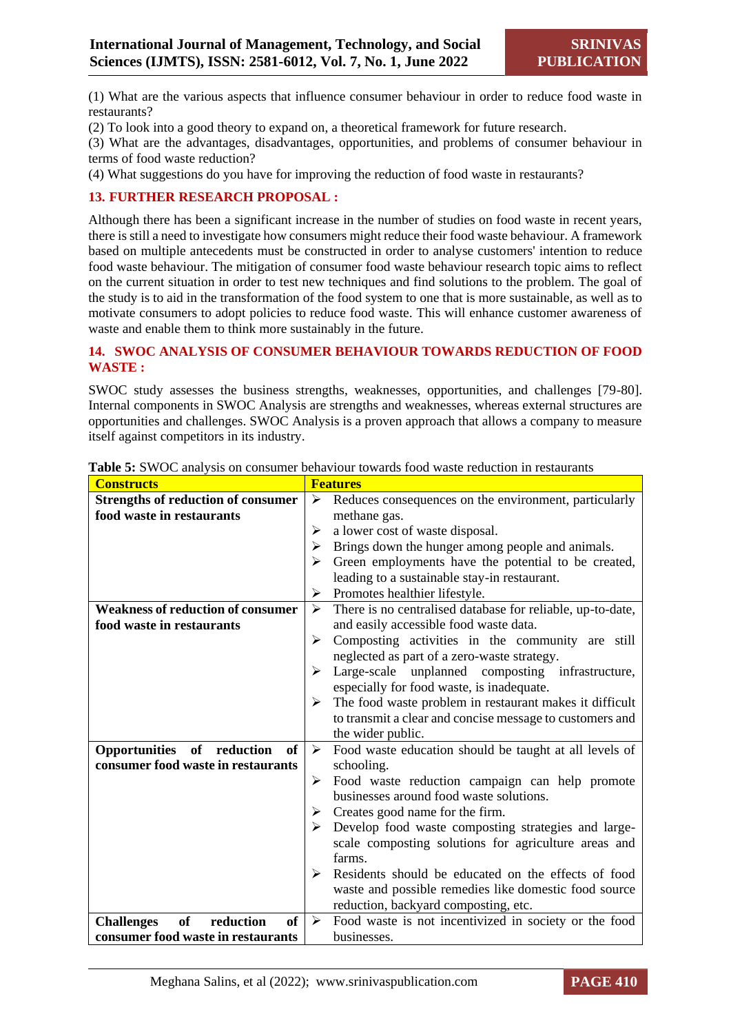(1) What are the various aspects that influence consumer behaviour in order to reduce food waste in restaurants?
(2) To look into a good theory to expand on, a theoretical framework for future research.
(3) What are the advantages, disadvantages, opportunities, and problems of consumer behaviour in terms of food waste reduction?
(4) What suggestions do you have for improving the reduction of food waste in restaurants?

## 13. FURTHER RESEARCH PROPOSAL :

Although there has been a significant increase in the number of studies on food waste in recent years, there is still a need to investigate how consumers might reduce their food waste behaviour. A framework based on multiple antecedents must be constructed in order to analyse customers' intention to reduce food waste behaviour. The mitigation of consumer food waste behaviour research topic aims to reflect on the current situation in order to test new techniques and find solutions to the problem. The goal of the study is to aid in the transformation of the food system to one that is more sustainable, as well as to motivate consumers to adopt policies to reduce food waste. This will enhance customer awareness of waste and enable them to think more sustainably in the future.

## 14. SWOC ANALYSIS OF CONSUMER BEHAVIOUR TOWARDS REDUCTION OF FOOD WASTE :

SWOC study assesses the business strengths, weaknesses, opportunities, and challenges [79-80]. Internal components in SWOC Analysis are strengths and weaknesses, whereas external structures are opportunities and challenges. SWOC Analysis is a proven approach that allows a company to measure itself against competitors in its industry.

**Table 5:** SWOC analysis on consumer behaviour towards food waste reduction in restaurants

| Constructs | Features |
|---|---|
| **Strengths of reduction of consumer food waste in restaurants** | ➢ Reduces consequences on the environment, particularly methane gas.<br>➢ a lower cost of waste disposal.<br>➢ Brings down the hunger among people and animals.<br>➢ Green employments have the potential to be created, leading to a sustainable stay-in restaurant.<br>➢ Promotes healthier lifestyle. |
| **Weakness of reduction of consumer food waste in restaurants** | ➢ There is no centralised database for reliable, up-to-date, and easily accessible food waste data.<br>➢ Composting activities in the community are still neglected as part of a zero-waste strategy.<br>➢ Large-scale unplanned composting infrastructure, especially for food waste, is inadequate.<br>➢ The food waste problem in restaurant makes it difficult to transmit a clear and concise message to customers and the wider public. |
| **Opportunities of reduction of consumer food waste in restaurants** | ➢ Food waste education should be taught at all levels of schooling.<br>➢ Food waste reduction campaign can help promote businesses around food waste solutions.<br>➢ Creates good name for the firm.<br>➢ Develop food waste composting strategies and large-scale composting solutions for agriculture areas and farms.<br>➢ Residents should be educated on the effects of food waste and possible remedies like domestic food source reduction, backyard composting, etc. |
| **Challenges of reduction of consumer food waste in restaurants** | ➢ Food waste is not incentivized in society or the food businesses. |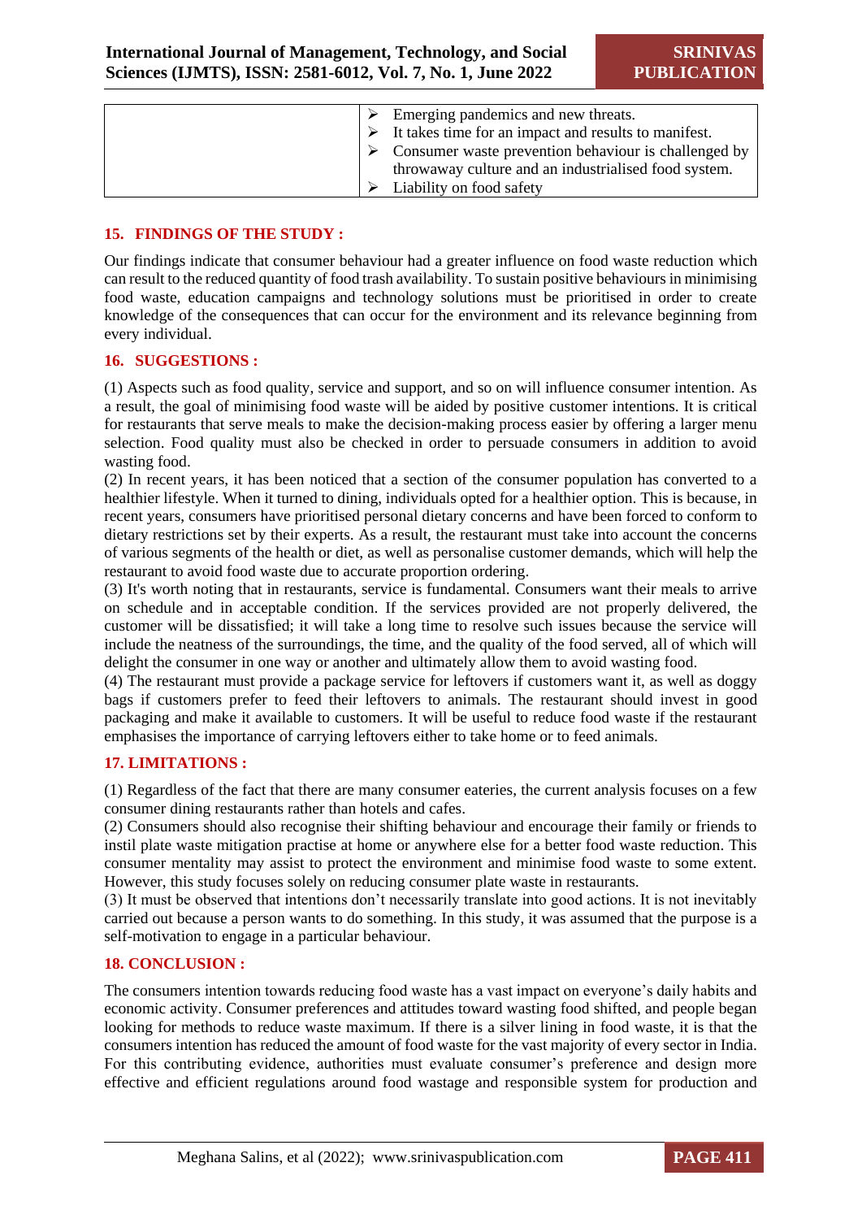|  | ➢ Emerging pandemics and new threats.<br>➢ It takes time for an impact and results to manifest.<br>➢ Consumer waste prevention behaviour is challenged by throwaway culture and an industrialised food system.<br>➢ Liability on food safety |
|---|---|

## 15. FINDINGS OF THE STUDY :

Our findings indicate that consumer behaviour had a greater influence on food waste reduction which can result to the reduced quantity of food trash availability. To sustain positive behaviours in minimising food waste, education campaigns and technology solutions must be prioritised in order to create knowledge of the consequences that can occur for the environment and its relevance beginning from every individual.

## 16. SUGGESTIONS :

(1) Aspects such as food quality, service and support, and so on will influence consumer intention. As a result, the goal of minimising food waste will be aided by positive customer intentions. It is critical for restaurants that serve meals to make the decision-making process easier by offering a larger menu selection. Food quality must also be checked in order to persuade consumers in addition to avoid wasting food.

(2) In recent years, it has been noticed that a section of the consumer population has converted to a healthier lifestyle. When it turned to dining, individuals opted for a healthier option. This is because, in recent years, consumers have prioritised personal dietary concerns and have been forced to conform to dietary restrictions set by their experts. As a result, the restaurant must take into account the concerns of various segments of the health or diet, as well as personalise customer demands, which will help the restaurant to avoid food waste due to accurate proportion ordering.

(3) It's worth noting that in restaurants, service is fundamental. Consumers want their meals to arrive on schedule and in acceptable condition. If the services provided are not properly delivered, the customer will be dissatisfied; it will take a long time to resolve such issues because the service will include the neatness of the surroundings, the time, and the quality of the food served, all of which will delight the consumer in one way or another and ultimately allow them to avoid wasting food.

(4) The restaurant must provide a package service for leftovers if customers want it, as well as doggy bags if customers prefer to feed their leftovers to animals. The restaurant should invest in good packaging and make it available to customers. It will be useful to reduce food waste if the restaurant emphasises the importance of carrying leftovers either to take home or to feed animals.

## 17. LIMITATIONS :

(1) Regardless of the fact that there are many consumer eateries, the current analysis focuses on a few consumer dining restaurants rather than hotels and cafes.

(2) Consumers should also recognise their shifting behaviour and encourage their family or friends to instil plate waste mitigation practise at home or anywhere else for a better food waste reduction. This consumer mentality may assist to protect the environment and minimise food waste to some extent. However, this study focuses solely on reducing consumer plate waste in restaurants.

(3) It must be observed that intentions don't necessarily translate into good actions. It is not inevitably carried out because a person wants to do something. In this study, it was assumed that the purpose is a self-motivation to engage in a particular behaviour.

## 18. CONCLUSION :

The consumers intention towards reducing food waste has a vast impact on everyone's daily habits and economic activity. Consumer preferences and attitudes toward wasting food shifted, and people began looking for methods to reduce waste maximum. If there is a silver lining in food waste, it is that the consumers intention has reduced the amount of food waste for the vast majority of every sector in India. For this contributing evidence, authorities must evaluate consumer's preference and design more effective and efficient regulations around food wastage and responsible system for production and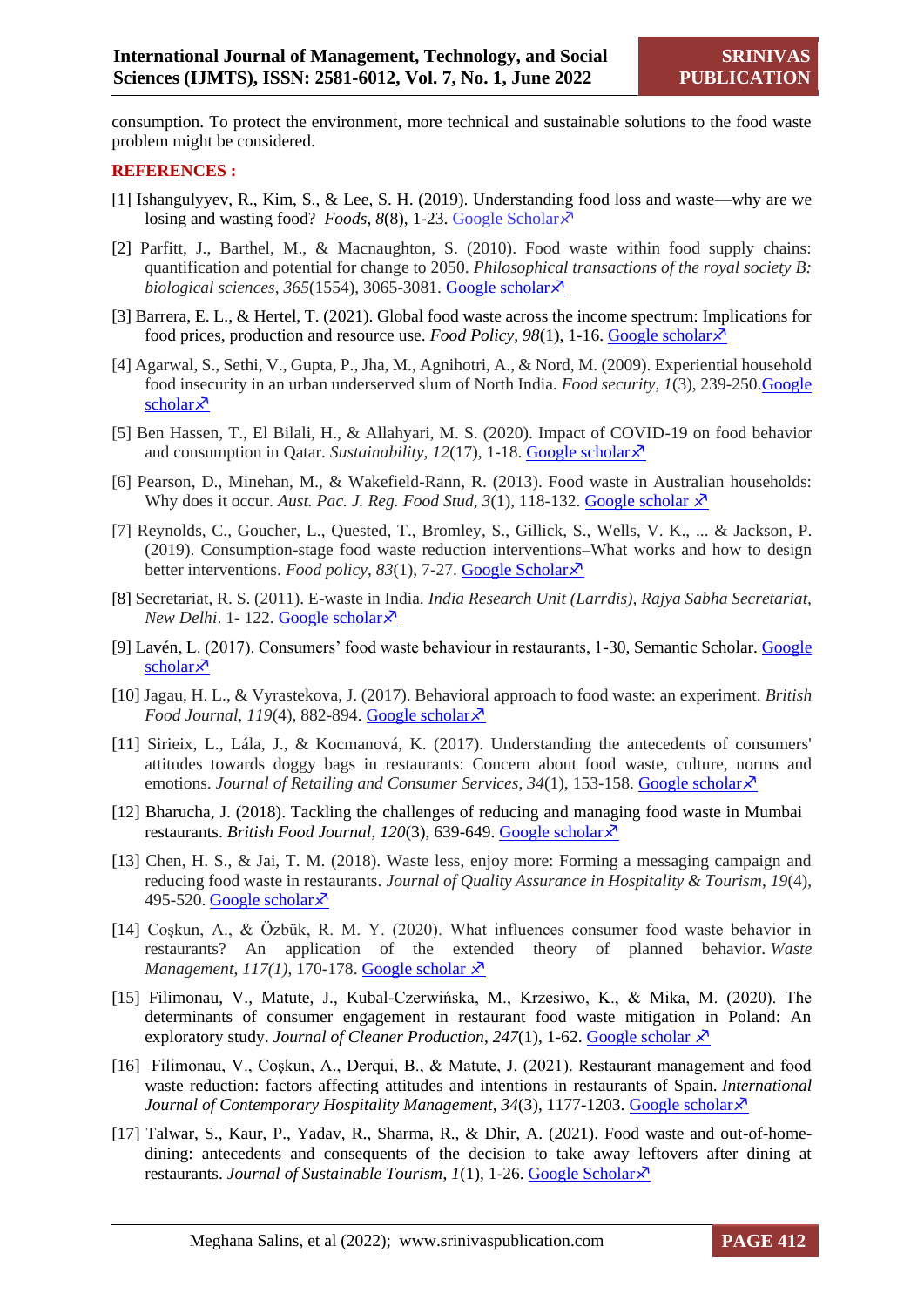consumption. To protect the environment, more technical and sustainable solutions to the food waste problem might be considered.

**REFERENCES :**

[1] Ishangulyyev, R., Kim, S., & Lee, S. H. (2019). Understanding food loss and waste—why are we losing and wasting food? *Foods*, *8*(8), 1-23. Google Scholar↗

[2] Parfitt, J., Barthel, M., & Macnaughton, S. (2010). Food waste within food supply chains: quantification and potential for change to 2050. *Philosophical transactions of the royal society B: biological sciences*, *365*(1554), 3065-3081. Google scholar↗

[3] Barrera, E. L., & Hertel, T. (2021). Global food waste across the income spectrum: Implications for food prices, production and resource use. *Food Policy*, *98*(1), 1-16. Google scholar↗

[4] Agarwal, S., Sethi, V., Gupta, P., Jha, M., Agnihotri, A., & Nord, M. (2009). Experiential household food insecurity in an urban underserved slum of North India. *Food security*, *1*(3), 239-250.Google scholar↗

[5] Ben Hassen, T., El Bilali, H., & Allahyari, M. S. (2020). Impact of COVID-19 on food behavior and consumption in Qatar. *Sustainability*, *12*(17), 1-18. Google scholar↗

[6] Pearson, D., Minehan, M., & Wakefield-Rann, R. (2013). Food waste in Australian households: Why does it occur. *Aust. Pac. J. Reg. Food Stud*, *3*(1), 118-132. Google scholar ↗

[7] Reynolds, C., Goucher, L., Quested, T., Bromley, S., Gillick, S., Wells, V. K., ... & Jackson, P. (2019). Consumption-stage food waste reduction interventions–What works and how to design better interventions. *Food policy*, *83*(1), 7-27. Google Scholar↗

[8] Secretariat, R. S. (2011). E-waste in India. *India Research Unit (Larrdis), Rajya Sabha Secretariat, New Delhi*. 1- 122. Google scholar↗

[9] Lavén, L. (2017). Consumers' food waste behaviour in restaurants, 1-30, Semantic Scholar. Google scholar↗

[10] Jagau, H. L., & Vyrastekova, J. (2017). Behavioral approach to food waste: an experiment. *British Food Journal*, *119*(4), 882-894. Google scholar↗

[11] Sirieix, L., Lála, J., & Kocmanová, K. (2017). Understanding the antecedents of consumers' attitudes towards doggy bags in restaurants: Concern about food waste, culture, norms and emotions. *Journal of Retailing and Consumer Services*, *34*(1), 153-158. Google scholar↗

[12] Bharucha, J. (2018). Tackling the challenges of reducing and managing food waste in Mumbai restaurants. *British Food Journal*, *120*(3), 639-649. Google scholar↗

[13] Chen, H. S., & Jai, T. M. (2018). Waste less, enjoy more: Forming a messaging campaign and reducing food waste in restaurants. *Journal of Quality Assurance in Hospitality & Tourism*, *19*(4), 495-520. Google scholar↗

[14] Coşkun, A., & Özbük, R. M. Y. (2020). What influences consumer food waste behavior in restaurants? An application of the extended theory of planned behavior. *Waste Management*, *117(1)*, 170-178. Google scholar ↗

[15] Filimonau, V., Matute, J., Kubal-Czerwińska, M., Krzesiwo, K., & Mika, M. (2020). The determinants of consumer engagement in restaurant food waste mitigation in Poland: An exploratory study. *Journal of Cleaner Production*, *247*(1), 1-62. Google scholar ↗

[16] Filimonau, V., Coşkun, A., Derqui, B., & Matute, J. (2021). Restaurant management and food waste reduction: factors affecting attitudes and intentions in restaurants of Spain. *International Journal of Contemporary Hospitality Management*, *34*(3), 1177-1203. Google scholar↗

[17] Talwar, S., Kaur, P., Yadav, R., Sharma, R., & Dhir, A. (2021). Food waste and out-of-home-dining: antecedents and consequents of the decision to take away leftovers after dining at restaurants. *Journal of Sustainable Tourism*, *1*(1), 1-26. Google Scholar↗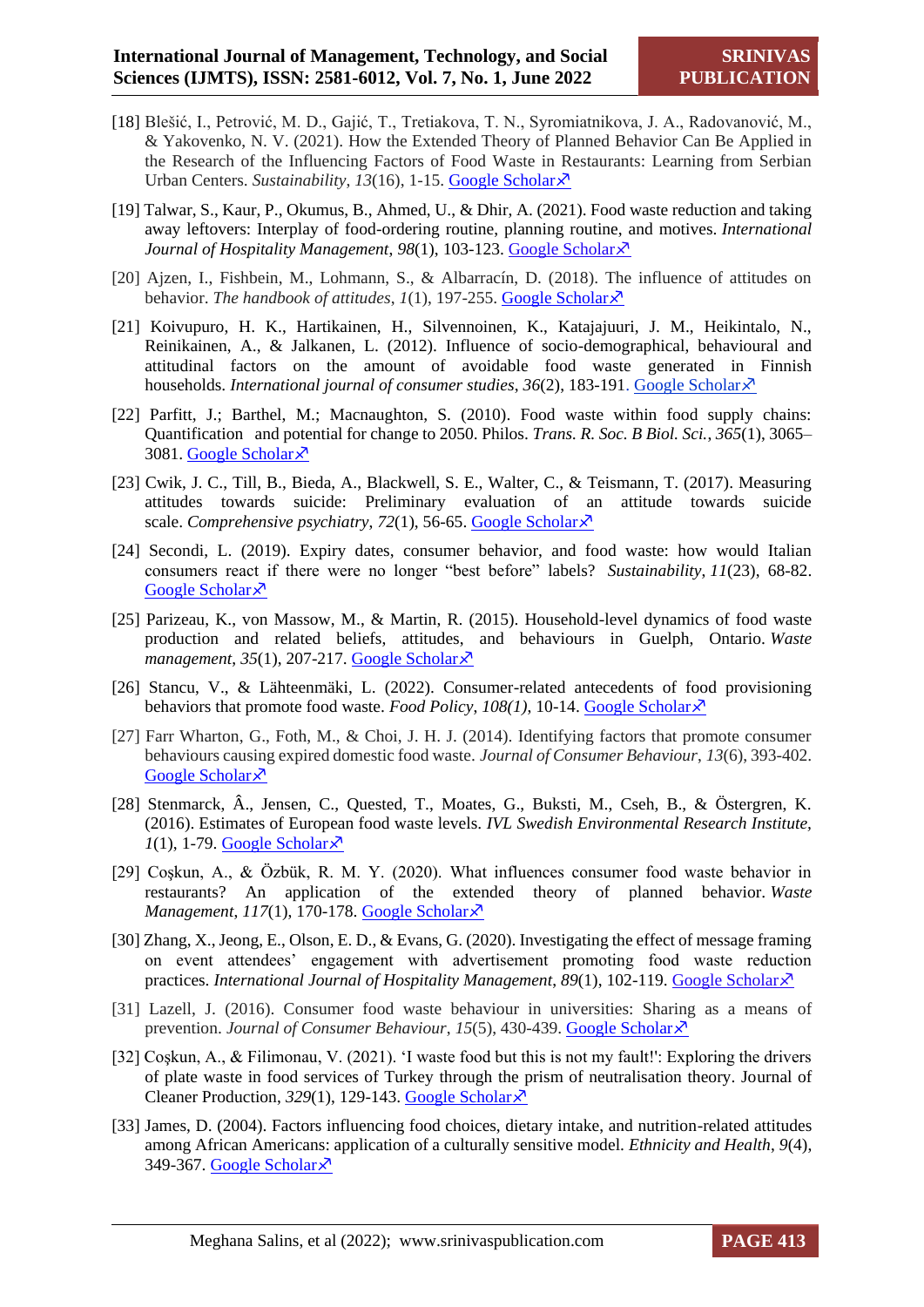[18] Blešić, I., Petrović, M. D., Gajić, T., Tretiakova, T. N., Syromiatnikova, J. A., Radovanović, M., & Yakovenko, N. V. (2021). How the Extended Theory of Planned Behavior Can Be Applied in the Research of the Influencing Factors of Food Waste in Restaurants: Learning from Serbian Urban Centers. *Sustainability*, *13*(16), 1-15. Google Scholar↗

[19] Talwar, S., Kaur, P., Okumus, B., Ahmed, U., & Dhir, A. (2021). Food waste reduction and taking away leftovers: Interplay of food-ordering routine, planning routine, and motives. *International Journal of Hospitality Management*, *98*(1), 103-123. Google Scholar↗

[20] Ajzen, I., Fishbein, M., Lohmann, S., & Albarracín, D. (2018). The influence of attitudes on behavior. *The handbook of attitudes*, *1*(1), 197-255. Google Scholar↗

[21] Koivupuro, H. K., Hartikainen, H., Silvennoinen, K., Katajajuuri, J. M., Heikintalo, N., Reinikainen, A., & Jalkanen, L. (2012). Influence of socio-demographical, behavioural and attitudinal factors on the amount of avoidable food waste generated in Finnish households. *International journal of consumer studies*, *36*(2), 183-191. Google Scholar↗

[22] Parfitt, J.; Barthel, M.; Macnaughton, S. (2010). Food waste within food supply chains: Quantification and potential for change to 2050. Philos. *Trans. R. Soc. B Biol. Sci.*, *365*(1), 3065–3081. Google Scholar↗

[23] Cwik, J. C., Till, B., Bieda, A., Blackwell, S. E., Walter, C., & Teismann, T. (2017). Measuring attitudes towards suicide: Preliminary evaluation of an attitude towards suicide scale. *Comprehensive psychiatry*, *72*(1), 56-65. Google Scholar↗

[24] Secondi, L. (2019). Expiry dates, consumer behavior, and food waste: how would Italian consumers react if there were no longer "best before" labels? *Sustainability*, *11*(23), 68-82. Google Scholar↗

[25] Parizeau, K., von Massow, M., & Martin, R. (2015). Household-level dynamics of food waste production and related beliefs, attitudes, and behaviours in Guelph, Ontario. *Waste management*, *35*(1), 207-217. Google Scholar↗

[26] Stancu, V., & Lähteenmäki, L. (2022). Consumer-related antecedents of food provisioning behaviors that promote food waste. *Food Policy*, *108(1)*, 10-14. Google Scholar↗

[27] Farr Wharton, G., Foth, M., & Choi, J. H. J. (2014). Identifying factors that promote consumer behaviours causing expired domestic food waste. *Journal of Consumer Behaviour*, *13*(6), 393-402. Google Scholar↗

[28] Stenmarck, Â., Jensen, C., Quested, T., Moates, G., Buksti, M., Cseh, B., & Östergren, K. (2016). Estimates of European food waste levels. *IVL Swedish Environmental Research Institute*, *1*(1), 1-79. Google Scholar↗

[29] Coşkun, A., & Özbük, R. M. Y. (2020). What influences consumer food waste behavior in restaurants? An application of the extended theory of planned behavior. *Waste Management*, *117*(1), 170-178. Google Scholar↗

[30] Zhang, X., Jeong, E., Olson, E. D., & Evans, G. (2020). Investigating the effect of message framing on event attendees' engagement with advertisement promoting food waste reduction practices. *International Journal of Hospitality Management*, *89*(1), 102-119. Google Scholar↗

[31] Lazell, J. (2016). Consumer food waste behaviour in universities: Sharing as a means of prevention. *Journal of Consumer Behaviour*, *15*(5), 430-439. Google Scholar↗

[32] Coşkun, A., & Filimonau, V. (2021). 'I waste food but this is not my fault!': Exploring the drivers of plate waste in food services of Turkey through the prism of neutralisation theory. Journal of Cleaner Production, *329*(1), 129-143. Google Scholar↗

[33] James, D. (2004). Factors influencing food choices, dietary intake, and nutrition-related attitudes among African Americans: application of a culturally sensitive model. *Ethnicity and Health*, *9*(4), 349-367. Google Scholar↗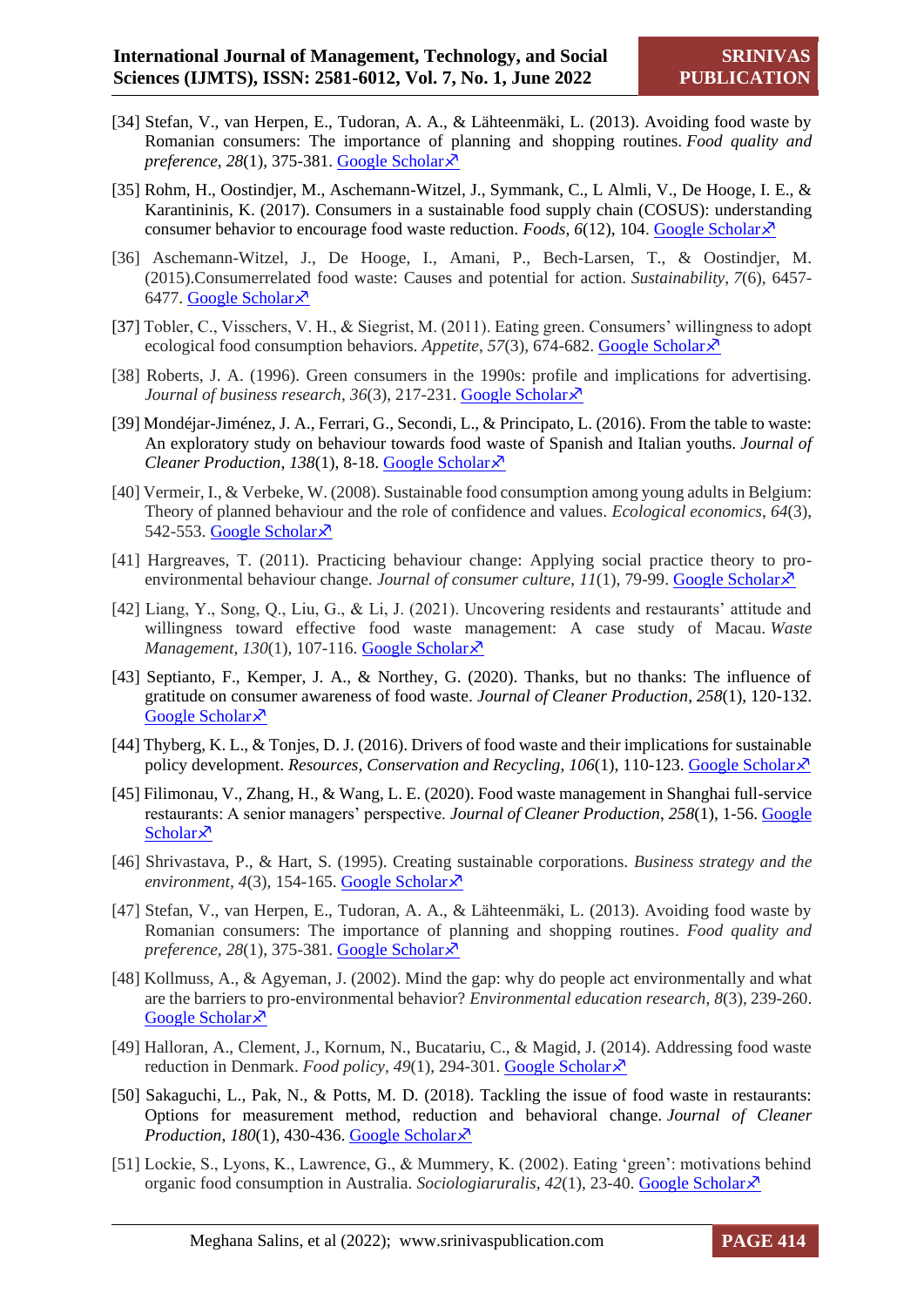[34] Stefan, V., van Herpen, E., Tudoran, A. A., & Lähteenmäki, L. (2013). Avoiding food waste by Romanian consumers: The importance of planning and shopping routines. *Food quality and preference*, *28*(1), 375-381. Google Scholar↗

[35] Rohm, H., Oostindjer, M., Aschemann-Witzel, J., Symmank, C., L Almli, V., De Hooge, I. E., & Karantininis, K. (2017). Consumers in a sustainable food supply chain (COSUS): understanding consumer behavior to encourage food waste reduction. *Foods*, *6*(12), 104. Google Scholar↗

[36] Aschemann-Witzel, J., De Hooge, I., Amani, P., Bech-Larsen, T., & Oostindjer, M. (2015).Consumerrelated food waste: Causes and potential for action. *Sustainability*, *7*(6), 6457-6477. Google Scholar↗

[37] Tobler, C., Visschers, V. H., & Siegrist, M. (2011). Eating green. Consumers' willingness to adopt ecological food consumption behaviors. *Appetite*, *57*(3), 674-682. Google Scholar↗

[38] Roberts, J. A. (1996). Green consumers in the 1990s: profile and implications for advertising. *Journal of business research*, *36*(3), 217-231. Google Scholar↗

[39] Mondéjar-Jiménez, J. A., Ferrari, G., Secondi, L., & Principato, L. (2016). From the table to waste: An exploratory study on behaviour towards food waste of Spanish and Italian youths. *Journal of Cleaner Production*, *138*(1), 8-18. Google Scholar↗

[40] Vermeir, I., & Verbeke, W. (2008). Sustainable food consumption among young adults in Belgium: Theory of planned behaviour and the role of confidence and values. *Ecological economics*, *64*(3), 542-553. Google Scholar↗

[41] Hargreaves, T. (2011). Practicing behaviour change: Applying social practice theory to pro-environmental behaviour change. *Journal of consumer culture*, *11*(1), 79-99. Google Scholar↗

[42] Liang, Y., Song, Q., Liu, G., & Li, J. (2021). Uncovering residents and restaurants' attitude and willingness toward effective food waste management: A case study of Macau. *Waste Management*, *130*(1), 107-116. Google Scholar↗

[43] Septianto, F., Kemper, J. A., & Northey, G. (2020). Thanks, but no thanks: The influence of gratitude on consumer awareness of food waste. *Journal of Cleaner Production*, *258*(1), 120-132. Google Scholar↗

[44] Thyberg, K. L., & Tonjes, D. J. (2016). Drivers of food waste and their implications for sustainable policy development. *Resources, Conservation and Recycling*, *106*(1), 110-123. Google Scholar↗

[45] Filimonau, V., Zhang, H., & Wang, L. E. (2020). Food waste management in Shanghai full-service restaurants: A senior managers' perspective. *Journal of Cleaner Production*, *258*(1), 1-56. Google Scholar↗

[46] Shrivastava, P., & Hart, S. (1995). Creating sustainable corporations. *Business strategy and the environment*, *4*(3), 154-165. Google Scholar↗

[47] Stefan, V., van Herpen, E., Tudoran, A. A., & Lähteenmäki, L. (2013). Avoiding food waste by Romanian consumers: The importance of planning and shopping routines. *Food quality and preference*, *28*(1), 375-381. Google Scholar↗

[48] Kollmuss, A., & Agyeman, J. (2002). Mind the gap: why do people act environmentally and what are the barriers to pro-environmental behavior? *Environmental education research*, *8*(3), 239-260. Google Scholar↗

[49] Halloran, A., Clement, J., Kornum, N., Bucatariu, C., & Magid, J. (2014). Addressing food waste reduction in Denmark. *Food policy*, *49*(1), 294-301. Google Scholar↗

[50] Sakaguchi, L., Pak, N., & Potts, M. D. (2018). Tackling the issue of food waste in restaurants: Options for measurement method, reduction and behavioral change. *Journal of Cleaner Production*, *180*(1), 430-436. Google Scholar↗

[51] Lockie, S., Lyons, K., Lawrence, G., & Mummery, K. (2002). Eating 'green': motivations behind organic food consumption in Australia. *Sociologiaruralis*, *42*(1), 23-40. Google Scholar↗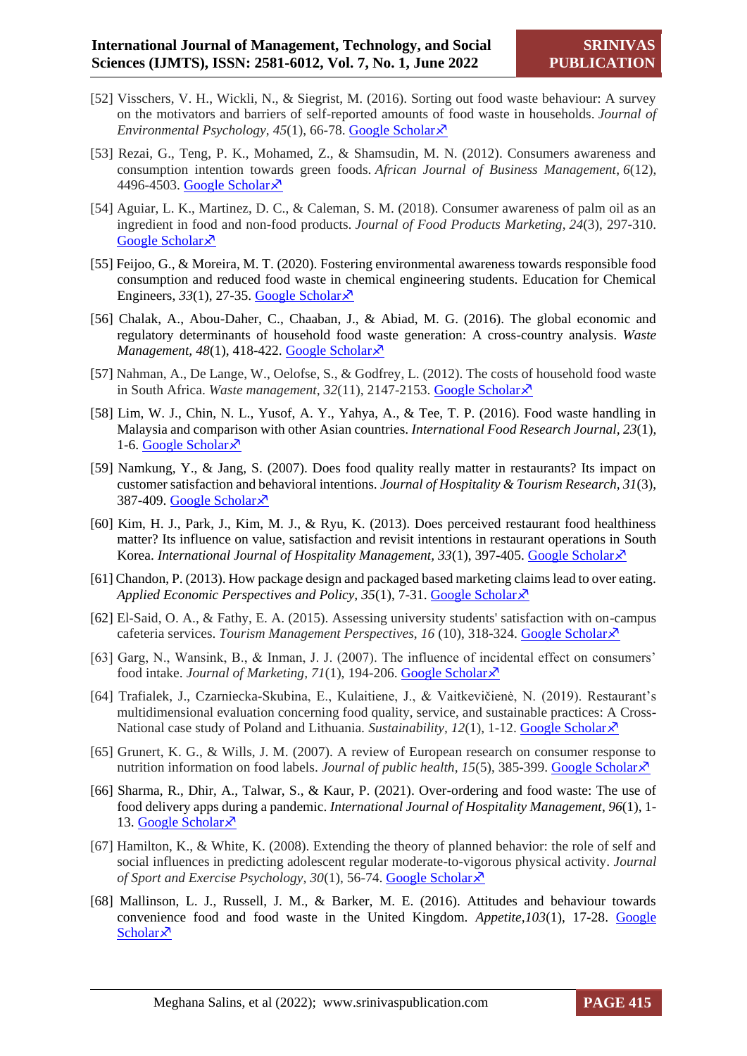[52] Visschers, V. H., Wickli, N., & Siegrist, M. (2016). Sorting out food waste behaviour: A survey on the motivators and barriers of self-reported amounts of food waste in households. *Journal of Environmental Psychology*, *45*(1), 66-78. Google Scholar↗

[53] Rezai, G., Teng, P. K., Mohamed, Z., & Shamsudin, M. N. (2012). Consumers awareness and consumption intention towards green foods. *African Journal of Business Management*, *6*(12), 4496-4503. Google Scholar↗

[54] Aguiar, L. K., Martinez, D. C., & Caleman, S. M. (2018). Consumer awareness of palm oil as an ingredient in food and non-food products. *Journal of Food Products Marketing*, *24*(3), 297-310. Google Scholar↗

[55] Feijoo, G., & Moreira, M. T. (2020). Fostering environmental awareness towards responsible food consumption and reduced food waste in chemical engineering students. Education for Chemical Engineers, *33*(1), 27-35. Google Scholar↗

[56] Chalak, A., Abou-Daher, C., Chaaban, J., & Abiad, M. G. (2016). The global economic and regulatory determinants of household food waste generation: A cross-country analysis. *Waste Management*, *48*(1), 418-422. Google Scholar↗

[57] Nahman, A., De Lange, W., Oelofse, S., & Godfrey, L. (2012). The costs of household food waste in South Africa. *Waste management*, *32*(11), 2147-2153. Google Scholar↗

[58] Lim, W. J., Chin, N. L., Yusof, A. Y., Yahya, A., & Tee, T. P. (2016). Food waste handling in Malaysia and comparison with other Asian countries. *International Food Research Journal*, *23*(1), 1-6. Google Scholar↗

[59] Namkung, Y., & Jang, S. (2007). Does food quality really matter in restaurants? Its impact on customer satisfaction and behavioral intentions. *Journal of Hospitality & Tourism Research*, *31*(3), 387-409. Google Scholar↗

[60] Kim, H. J., Park, J., Kim, M. J., & Ryu, K. (2013). Does perceived restaurant food healthiness matter? Its influence on value, satisfaction and revisit intentions in restaurant operations in South Korea. *International Journal of Hospitality Management*, *33*(1), 397-405. Google Scholar↗

[61] Chandon, P. (2013). How package design and packaged based marketing claims lead to over eating. *Applied Economic Perspectives and Policy*, *35*(1), 7-31. Google Scholar↗

[62] El-Said, O. A., & Fathy, E. A. (2015). Assessing university students' satisfaction with on-campus cafeteria services. *Tourism Management Perspectives*, *16* (10), 318-324. Google Scholar↗

[63] Garg, N., Wansink, B., & Inman, J. J. (2007). The influence of incidental effect on consumers' food intake. *Journal of Marketing*, *71*(1), 194-206. Google Scholar↗

[64] Trafialek, J., Czarniecka-Skubina, E., Kulaitiene, J., & Vaitkevičienė, N. (2019). Restaurant's multidimensional evaluation concerning food quality, service, and sustainable practices: A Cross-National case study of Poland and Lithuania. *Sustainability*, *12*(1), 1-12. Google Scholar↗

[65] Grunert, K. G., & Wills, J. M. (2007). A review of European research on consumer response to nutrition information on food labels. *Journal of public health*, *15*(5), 385-399. Google Scholar↗

[66] Sharma, R., Dhir, A., Talwar, S., & Kaur, P. (2021). Over-ordering and food waste: The use of food delivery apps during a pandemic. *International Journal of Hospitality Management*, *96*(1), 1-13. Google Scholar↗

[67] Hamilton, K., & White, K. (2008). Extending the theory of planned behavior: the role of self and social influences in predicting adolescent regular moderate-to-vigorous physical activity. *Journal of Sport and Exercise Psychology*, *30*(1), 56-74. Google Scholar↗

[68] Mallinson, L. J., Russell, J. M., & Barker, M. E. (2016). Attitudes and behaviour towards convenience food and food waste in the United Kingdom. *Appetite*, *103*(1), 17-28. Google Scholar↗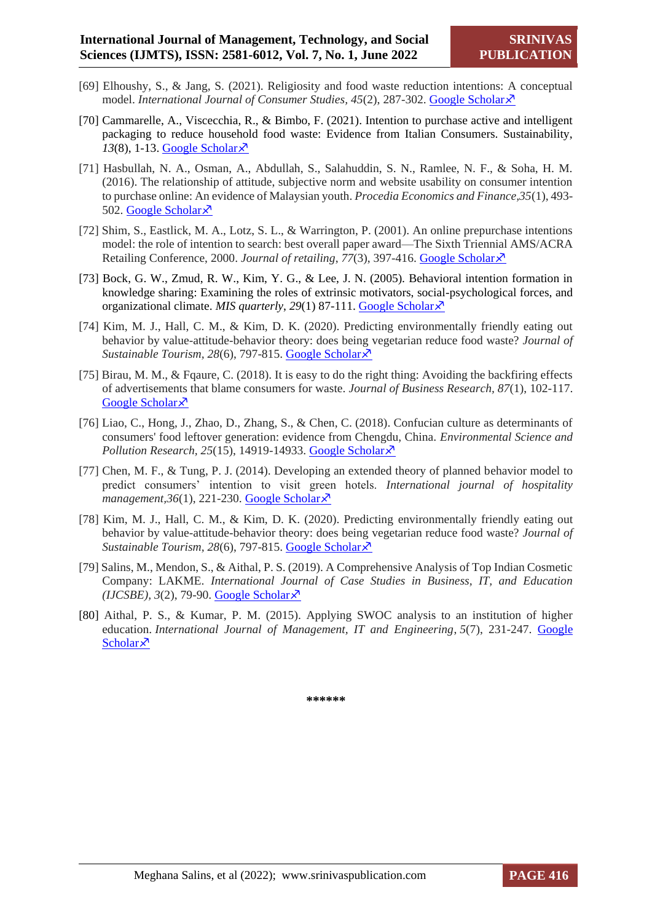[69] Elhoushy, S., & Jang, S. (2021). Religiosity and food waste reduction intentions: A conceptual model. *International Journal of Consumer Studies*, *45*(2), 287-302. Google Scholar↗

[70] Cammarelle, A., Viscecchia, R., & Bimbo, F. (2021). Intention to purchase active and intelligent packaging to reduce household food waste: Evidence from Italian Consumers. Sustainability, *13*(8), 1-13. Google Scholar↗

[71] Hasbullah, N. A., Osman, A., Abdullah, S., Salahuddin, S. N., Ramlee, N. F., & Soha, H. M. (2016). The relationship of attitude, subjective norm and website usability on consumer intention to purchase online: An evidence of Malaysian youth. *Procedia Economics and Finance*,*35*(1), 493-502. Google Scholar↗

[72] Shim, S., Eastlick, M. A., Lotz, S. L., & Warrington, P. (2001). An online prepurchase intentions model: the role of intention to search: best overall paper award—The Sixth Triennial AMS/ACRA Retailing Conference, 2000. *Journal of retailing*, *77*(3), 397-416. Google Scholar↗

[73] Bock, G. W., Zmud, R. W., Kim, Y. G., & Lee, J. N. (2005). Behavioral intention formation in knowledge sharing: Examining the roles of extrinsic motivators, social-psychological forces, and organizational climate. *MIS quarterly*, *29*(1) 87-111. Google Scholar↗

[74] Kim, M. J., Hall, C. M., & Kim, D. K. (2020). Predicting environmentally friendly eating out behavior by value-attitude-behavior theory: does being vegetarian reduce food waste? *Journal of Sustainable Tourism*, *28*(6), 797-815. Google Scholar↗

[75] Birau, M. M., & Fqaure, C. (2018). It is easy to do the right thing: Avoiding the backfiring effects of advertisements that blame consumers for waste. *Journal of Business Research*, *87*(1), 102-117. Google Scholar↗

[76] Liao, C., Hong, J., Zhao, D., Zhang, S., & Chen, C. (2018). Confucian culture as determinants of consumers' food leftover generation: evidence from Chengdu, China. *Environmental Science and Pollution Research*, *25*(15), 14919-14933. Google Scholar↗

[77] Chen, M. F., & Tung, P. J. (2014). Developing an extended theory of planned behavior model to predict consumers' intention to visit green hotels. *International journal of hospitality management*,*36*(1), 221-230. Google Scholar↗

[78] Kim, M. J., Hall, C. M., & Kim, D. K. (2020). Predicting environmentally friendly eating out behavior by value-attitude-behavior theory: does being vegetarian reduce food waste? *Journal of Sustainable Tourism*, *28*(6), 797-815. Google Scholar↗

[79] Salins, M., Mendon, S., & Aithal, P. S. (2019). A Comprehensive Analysis of Top Indian Cosmetic Company: LAKME. *International Journal of Case Studies in Business, IT, and Education (IJCSBE)*, *3*(2), 79-90. Google Scholar↗

[80] Aithal, P. S., & Kumar, P. M. (2015). Applying SWOC analysis to an institution of higher education. *International Journal of Management, IT and Engineering*, *5*(7), 231-247. Google Scholar↗

\*\*\*\*\*\*